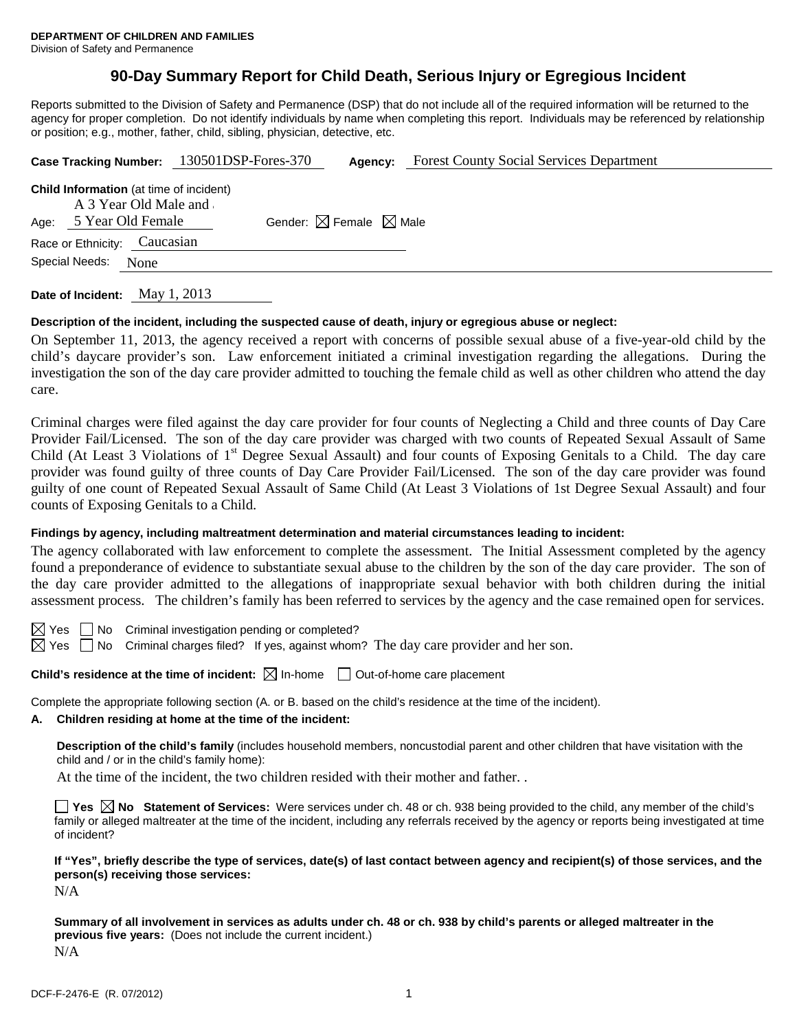**DEPARTMENT OF CHILDREN AND FAMILIES**
Division of Safety and Permanence

# 90-Day Summary Report for Child Death, Serious Injury or Egregious Incident

Reports submitted to the Division of Safety and Permanence (DSP) that do not include all of the required information will be returned to the agency for proper completion. Do not identify individuals by name when completing this report. Individuals may be referenced by relationship or position; e.g., mother, father, child, sibling, physician, detective, etc.

**Case Tracking Number:** 130501DSP-Fores-370 **Agency:** Forest County Social Services Department

**Child Information** (at time of incident)

Age: A 3 Year Old Male and a 5 Year Old Female Gender: ☒ Female ☒ Male

Race or Ethnicity: Caucasian

Special Needs: None

**Date of Incident:** May 1, 2013

**Description of the incident, including the suspected cause of death, injury or egregious abuse or neglect:**

On September 11, 2013, the agency received a report with concerns of possible sexual abuse of a five-year-old child by the child's daycare provider's son. Law enforcement initiated a criminal investigation regarding the allegations. During the investigation the son of the day care provider admitted to touching the female child as well as other children who attend the day care.

Criminal charges were filed against the day care provider for four counts of Neglecting a Child and three counts of Day Care Provider Fail/Licensed. The son of the day care provider was charged with two counts of Repeated Sexual Assault of Same Child (At Least 3 Violations of 1st Degree Sexual Assault) and four counts of Exposing Genitals to a Child. The day care provider was found guilty of three counts of Day Care Provider Fail/Licensed. The son of the day care provider was found guilty of one count of Repeated Sexual Assault of Same Child (At Least 3 Violations of 1st Degree Sexual Assault) and four counts of Exposing Genitals to a Child.

**Findings by agency, including maltreatment determination and material circumstances leading to incident:**

The agency collaborated with law enforcement to complete the assessment. The Initial Assessment completed by the agency found a preponderance of evidence to substantiate sexual abuse to the children by the son of the day care provider. The son of the day care provider admitted to the allegations of inappropriate sexual behavior with both children during the initial assessment process. The children's family has been referred to services by the agency and the case remained open for services.

☒ Yes ☐ No Criminal investigation pending or completed?

☒ Yes ☐ No Criminal charges filed? If yes, against whom? The day care provider and her son.

**Child's residence at the time of incident:** ☒ In-home ☐ Out-of-home care placement

Complete the appropriate following section (A. or B. based on the child's residence at the time of the incident).

**A. Children residing at home at the time of the incident:**

**Description of the child's family** (includes household members, noncustodial parent and other children that have visitation with the child and / or in the child's family home):

At the time of the incident, the two children resided with their mother and father. .

☐ **Yes** ☒ **No Statement of Services:** Were services under ch. 48 or ch. 938 being provided to the child, any member of the child's family or alleged maltreater at the time of the incident, including any referrals received by the agency or reports being investigated at time of incident?

**If "Yes", briefly describe the type of services, date(s) of last contact between agency and recipient(s) of those services, and the person(s) receiving those services:**

N/A

**Summary of all involvement in services as adults under ch. 48 or ch. 938 by child's parents or alleged maltreater in the previous five years:** (Does not include the current incident.)

N/A

DCF-F-2476-E (R. 07/2012)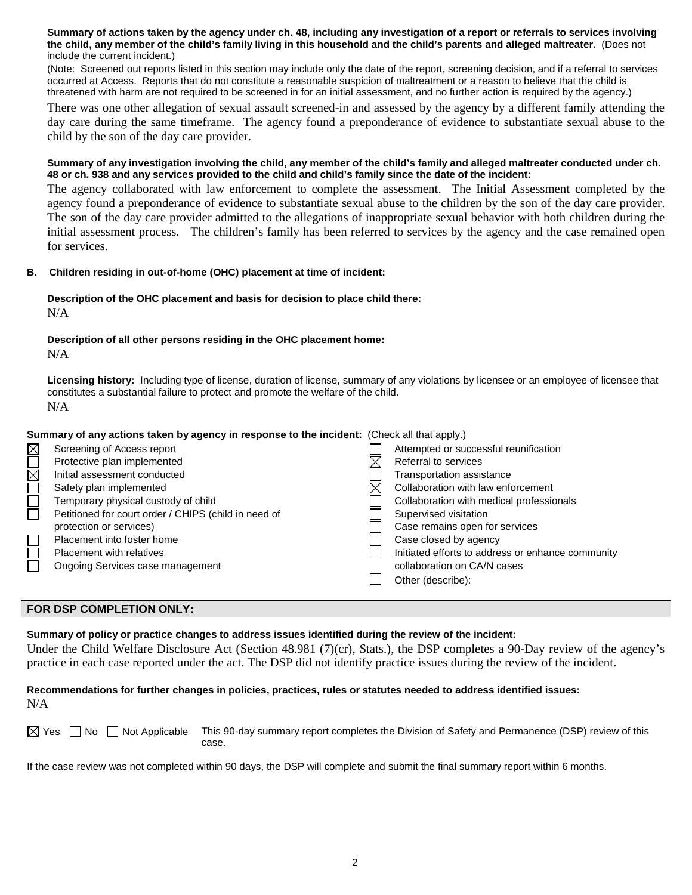**Summary of actions taken by the agency under ch. 48, including any investigation of a report or referrals to services involving the child, any member of the child's family living in this household and the child's parents and alleged maltreater.** (Does not include the current incident.)

(Note: Screened out reports listed in this section may include only the date of the report, screening decision, and if a referral to services occurred at Access. Reports that do not constitute a reasonable suspicion of maltreatment or a reason to believe that the child is threatened with harm are not required to be screened in for an initial assessment, and no further action is required by the agency.)

There was one other allegation of sexual assault screened-in and assessed by the agency by a different family attending the day care during the same timeframe. The agency found a preponderance of evidence to substantiate sexual abuse to the child by the son of the day care provider.

**Summary of any investigation involving the child, any member of the child's family and alleged maltreater conducted under ch. 48 or ch. 938 and any services provided to the child and child's family since the date of the incident:**

The agency collaborated with law enforcement to complete the assessment. The Initial Assessment completed by the agency found a preponderance of evidence to substantiate sexual abuse to the children by the son of the day care provider. The son of the day care provider admitted to the allegations of inappropriate sexual behavior with both children during the initial assessment process. The children's family has been referred to services by the agency and the case remained open for services.

**B. Children residing in out-of-home (OHC) placement at time of incident:**

**Description of the OHC placement and basis for decision to place child there:**

N/A

**Description of all other persons residing in the OHC placement home:**

N/A

**Licensing history:** Including type of license, duration of license, summary of any violations by licensee or an employee of licensee that constitutes a substantial failure to protect and promote the welfare of the child.

N/A

**Summary of any actions taken by agency in response to the incident:** (Check all that apply.)

- ☒ Screening of Access report
- ☐ Protective plan implemented
- ☒ Initial assessment conducted
- ☐ Safety plan implemented
- ☐ Temporary physical custody of child
- ☐ Petitioned for court order / CHIPS (child in need of protection or services)
- ☐ Placement into foster home
- ☐ Placement with relatives
- ☐ Ongoing Services case management
- ☐ Attempted or successful reunification
- ☒ Referral to services
- ☐ Transportation assistance
- ☒ Collaboration with law enforcement
- ☐ Collaboration with medical professionals
- ☐ Supervised visitation
- ☐ Case remains open for services
- ☐ Case closed by agency
- ☐ Initiated efforts to address or enhance community collaboration on CA/N cases
- ☐ Other (describe):

## FOR DSP COMPLETION ONLY:

**Summary of policy or practice changes to address issues identified during the review of the incident:**

Under the Child Welfare Disclosure Act (Section 48.981 (7)(cr), Stats.), the DSP completes a 90-Day review of the agency's practice in each case reported under the act. The DSP did not identify practice issues during the review of the incident.

**Recommendations for further changes in policies, practices, rules or statutes needed to address identified issues:**

N/A

☒ Yes ☐ No ☐ Not Applicable This 90-day summary report completes the Division of Safety and Permanence (DSP) review of this case.

If the case review was not completed within 90 days, the DSP will complete and submit the final summary report within 6 months.